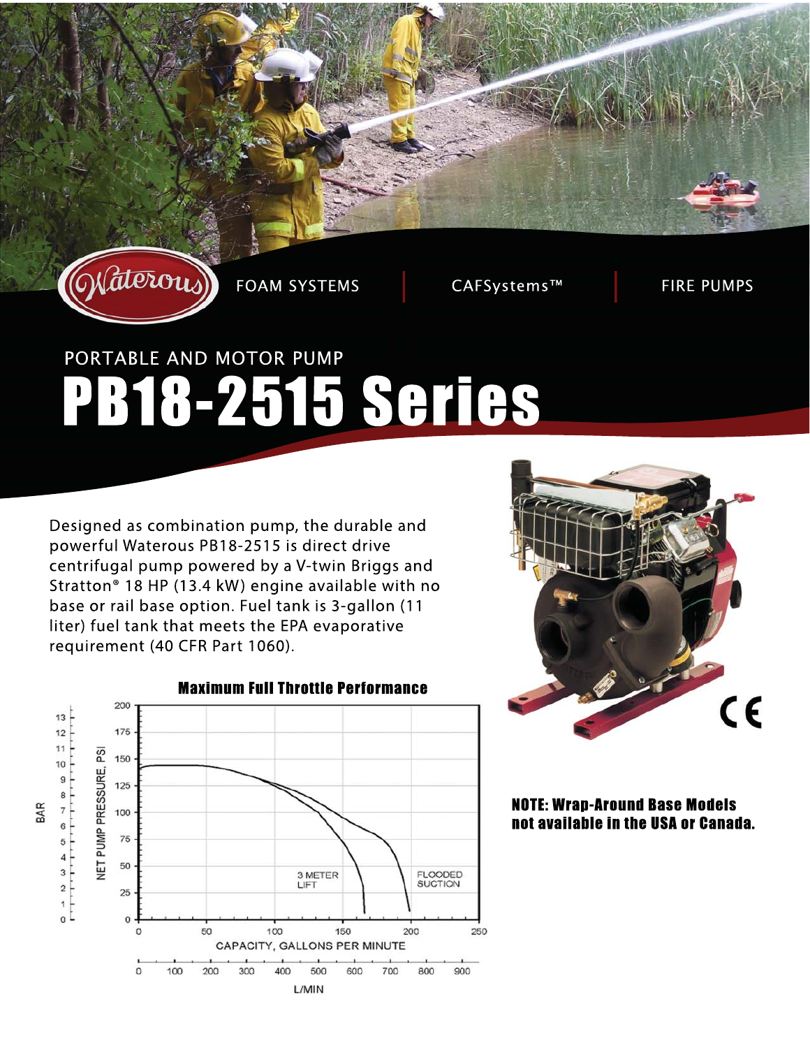FOAM SYSTEMS | CAFSystems™ | FIRE PUMPS

PORTABLE AND MOTOR PUMP

# PB18-2515 Series

Designed as combination pump, the durable and powerful Waterous PB18-2515 is direct drive centrifugal pump powered by a V-twin Briggs and Stratton® 18 HP (13.4 kW) engine available with no base or rail base option. Fuel tank is 3-gallon (11 liter) fuel tank that meets the EPA evaporative requirement (40 CFR Part 1060).

**Maximum Full Throttle Performance**

**NOTE: Wrap-Around Base Models not available in the USA or Canada.**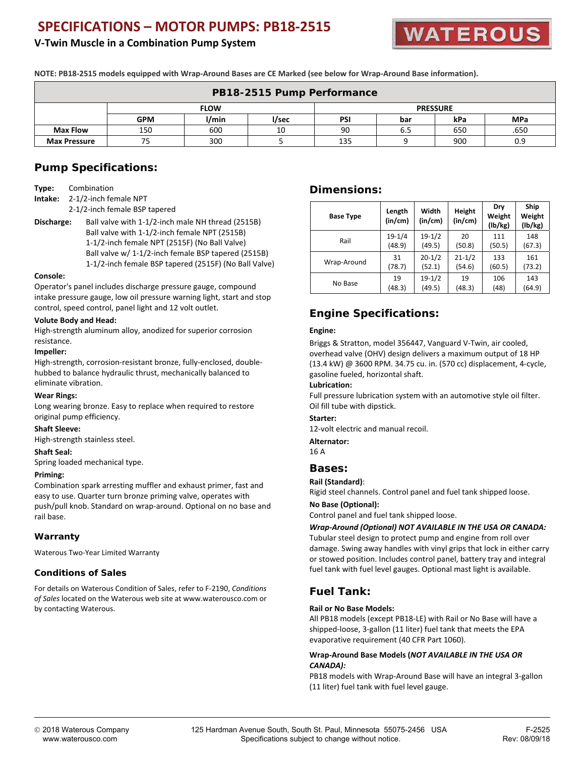# SPECIFICATIONS – MOTOR PUMPS: PB18-2515

## V-Twin Muscle in a Combination Pump System

**NOTE: PB18-2515 models equipped with Wrap-Around Bases are CE Marked (see below for Wrap-Around Base information).**

| PB18-2515 Pump Performance | | | | | | | |
|---|---|---|---|---|---|---|---|
| | FLOW | | | PRESSURE | | | |
| | GPM | l/min | l/sec | PSI | bar | kPa | MPa |
| **Max Flow** | 150 | 600 | 10 | 90 | 6.5 | 650 | .650 |
| **Max Pressure** | 75 | 300 | 5 | 135 | 9 | 900 | 0.9 |

## Pump Specifications:

**Type:** Combination

**Intake:** 2-1/2-inch female NPT
2-1/2-inch female BSP tapered

**Discharge:** Ball valve with 1-1/2-inch male NH thread (2515B)
Ball valve with 1-1/2-inch female NPT (2515B)
1-1/2-inch female NPT (2515F) (No Ball Valve)
Ball valve w/ 1-1/2-inch female BSP tapered (2515B)
1-1/2-inch female BSP tapered (2515F) (No Ball Valve)

**Console:**
Operator's panel includes discharge pressure gauge, compound intake pressure gauge, low oil pressure warning light, start and stop control, speed control, panel light and 12 volt outlet.

**Volute Body and Head:**
High-strength aluminum alloy, anodized for superior corrosion resistance.

**Impeller:**
High-strength, corrosion-resistant bronze, fully-enclosed, double-hubbed to balance hydraulic thrust, mechanically balanced to eliminate vibration.

**Wear Rings:**
Long wearing bronze. Easy to replace when required to restore original pump efficiency.

**Shaft Sleeve:**
High-strength stainless steel.

**Shaft Seal:**
Spring loaded mechanical type.

**Priming:**
Combination spark arresting muffler and exhaust primer, fast and easy to use. Quarter turn bronze priming valve, operates with push/pull knob. Standard on wrap-around. Optional on no base and rail base.

### Warranty

Waterous Two-Year Limited Warranty

### Conditions of Sales

For details on Waterous Condition of Sales, refer to F-2190, *Conditions of Sales* located on the Waterous web site at www.waterousco.com or by contacting Waterous.

## Dimensions:

| Base Type | Length (in/cm) | Width (in/cm) | Height (in/cm) | Dry Weight (lb/kg) | Ship Weight (lb/kg) |
|---|---|---|---|---|---|
| Rail | 19-1/4 (48.9) | 19-1/2 (49.5) | 20 (50.8) | 111 (50.5) | 148 (67.3) |
| Wrap-Around | 31 (78.7) | 20-1/2 (52.1) | 21-1/2 (54.6) | 133 (60.5) | 161 (73.2) |
| No Base | 19 (48.3) | 19-1/2 (49.5) | 19 (48.3) | 106 (48) | 143 (64.9) |

## Engine Specifications:

**Engine:**
Briggs & Stratton, model 356447, Vanguard V-Twin, air cooled, overhead valve (OHV) design delivers a maximum output of 18 HP (13.4 kW) @ 3600 RPM. 34.75 cu. in. (570 cc) displacement, 4-cycle, gasoline fueled, horizontal shaft.

**Lubrication:**
Full pressure lubrication system with an automotive style oil filter. Oil fill tube with dipstick.

**Starter:**
12-volt electric and manual recoil.

**Alternator:**
16 A

## Bases:

**Rail (Standard)**:
Rigid steel channels. Control panel and fuel tank shipped loose.

**No Base (Optional):**
Control panel and fuel tank shipped loose.

***Wrap-Around (Optional) NOT AVAILABLE IN THE USA OR CANADA:***
Tubular steel design to protect pump and engine from roll over damage. Swing away handles with vinyl grips that lock in either carry or stowed position. Includes control panel, battery tray and integral fuel tank with fuel level gauges. Optional mast light is available.

## Fuel Tank:

**Rail or No Base Models:**
All PB18 models (except PB18-LE) with Rail or No Base will have a shipped-loose, 3-gallon (11 liter) fuel tank that meets the EPA evaporative requirement (40 CFR Part 1060).

**Wrap-Around Base Models (*NOT AVAILABLE IN THE USA OR CANADA):***
PB18 models with Wrap-Around Base will have an integral 3-gallon (11 liter) fuel tank with fuel level gauge.

© 2018 Waterous Company
www.waterousco.com

125 Hardman Avenue South, South St. Paul, Minnesota 55075-2456 USA
Specifications subject to change without notice.

F-2525
Rev: 08/09/18